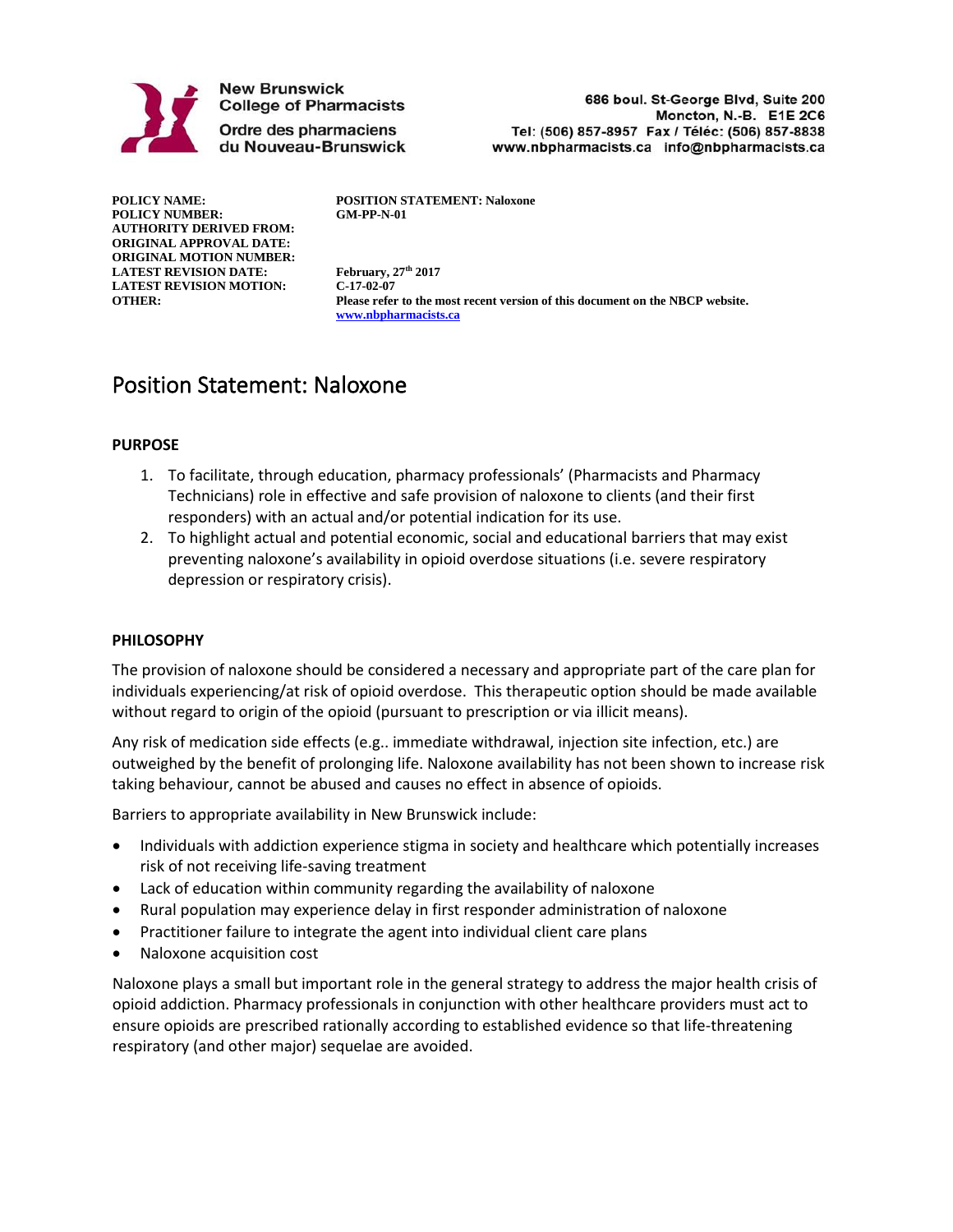New Brunswick College of Pharmacists
Ordre des pharmaciens du Nouveau-Brunswick

686 boul. St-George Blvd, Suite 200
Moncton, N.-B. E1E 2C6
Tel: (506) 857-8957 Fax / Téléc: (506) 857-8838
www.nbpharmacists.ca info@nbpharmacists.ca

| | |
|---|---|
| **POLICY NAME:** | **POSITION STATEMENT: Naloxone** |
| **POLICY NUMBER:** | **GM-PP-N-01** |
| **AUTHORITY DERIVED FROM:** | |
| **ORIGINAL APPROVAL DATE:** | |
| **ORIGINAL MOTION NUMBER:** | |
| **LATEST REVISION DATE:** | **February, 27th 2017** |
| **LATEST REVISION MOTION:** | **C-17-02-07** |
| **OTHER:** | **Please refer to the most recent version of this document on the NBCP website. www.nbpharmacists.ca** |

# Position Statement: Naloxone

## PURPOSE

1. To facilitate, through education, pharmacy professionals' (Pharmacists and Pharmacy Technicians) role in effective and safe provision of naloxone to clients (and their first responders) with an actual and/or potential indication for its use.
2. To highlight actual and potential economic, social and educational barriers that may exist preventing naloxone's availability in opioid overdose situations (i.e. severe respiratory depression or respiratory crisis).

## PHILOSOPHY

The provision of naloxone should be considered a necessary and appropriate part of the care plan for individuals experiencing/at risk of opioid overdose. This therapeutic option should be made available without regard to origin of the opioid (pursuant to prescription or via illicit means).

Any risk of medication side effects (e.g.. immediate withdrawal, injection site infection, etc.) are outweighed by the benefit of prolonging life. Naloxone availability has not been shown to increase risk taking behaviour, cannot be abused and causes no effect in absence of opioids.

Barriers to appropriate availability in New Brunswick include:

- Individuals with addiction experience stigma in society and healthcare which potentially increases risk of not receiving life-saving treatment
- Lack of education within community regarding the availability of naloxone
- Rural population may experience delay in first responder administration of naloxone
- Practitioner failure to integrate the agent into individual client care plans
- Naloxone acquisition cost

Naloxone plays a small but important role in the general strategy to address the major health crisis of opioid addiction. Pharmacy professionals in conjunction with other healthcare providers must act to ensure opioids are prescribed rationally according to established evidence so that life-threatening respiratory (and other major) sequelae are avoided.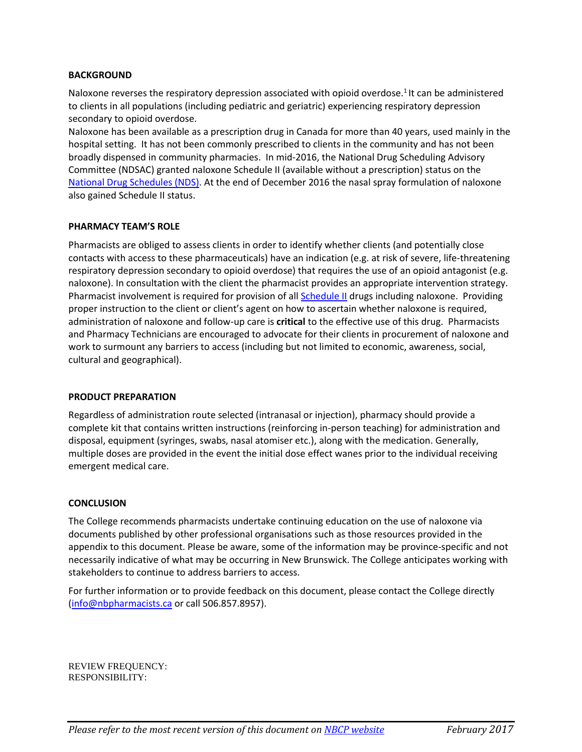## BACKGROUND

Naloxone reverses the respiratory depression associated with opioid overdose.[1] It can be administered to clients in all populations (including pediatric and geriatric) experiencing respiratory depression secondary to opioid overdose.

Naloxone has been available as a prescription drug in Canada for more than 40 years, used mainly in the hospital setting. It has not been commonly prescribed to clients in the community and has not been broadly dispensed in community pharmacies. In mid-2016, the National Drug Scheduling Advisory Committee (NDSAC) granted naloxone Schedule II (available without a prescription) status on the National Drug Schedules (NDS). At the end of December 2016 the nasal spray formulation of naloxone also gained Schedule II status.

## PHARMACY TEAM'S ROLE

Pharmacists are obliged to assess clients in order to identify whether clients (and potentially close contacts with access to these pharmaceuticals) have an indication (e.g. at risk of severe, life-threatening respiratory depression secondary to opioid overdose) that requires the use of an opioid antagonist (e.g. naloxone). In consultation with the client the pharmacist provides an appropriate intervention strategy. Pharmacist involvement is required for provision of all Schedule II drugs including naloxone. Providing proper instruction to the client or client's agent on how to ascertain whether naloxone is required, administration of naloxone and follow-up care is **critical** to the effective use of this drug. Pharmacists and Pharmacy Technicians are encouraged to advocate for their clients in procurement of naloxone and work to surmount any barriers to access (including but not limited to economic, awareness, social, cultural and geographical).

## PRODUCT PREPARATION

Regardless of administration route selected (intranasal or injection), pharmacy should provide a complete kit that contains written instructions (reinforcing in-person teaching) for administration and disposal, equipment (syringes, swabs, nasal atomiser etc.), along with the medication. Generally, multiple doses are provided in the event the initial dose effect wanes prior to the individual receiving emergent medical care.

## CONCLUSION

The College recommends pharmacists undertake continuing education on the use of naloxone via documents published by other professional organisations such as those resources provided in the appendix to this document. Please be aware, some of the information may be province-specific and not necessarily indicative of what may be occurring in New Brunswick. The College anticipates working with stakeholders to continue to address barriers to access.

For further information or to provide feedback on this document, please contact the College directly (info@nbpharmacists.ca or call 506.857.8957).

REVIEW FREQUENCY:
RESPONSIBILITY:

*Please refer to the most recent version of this document on NBCP website* *February 2017*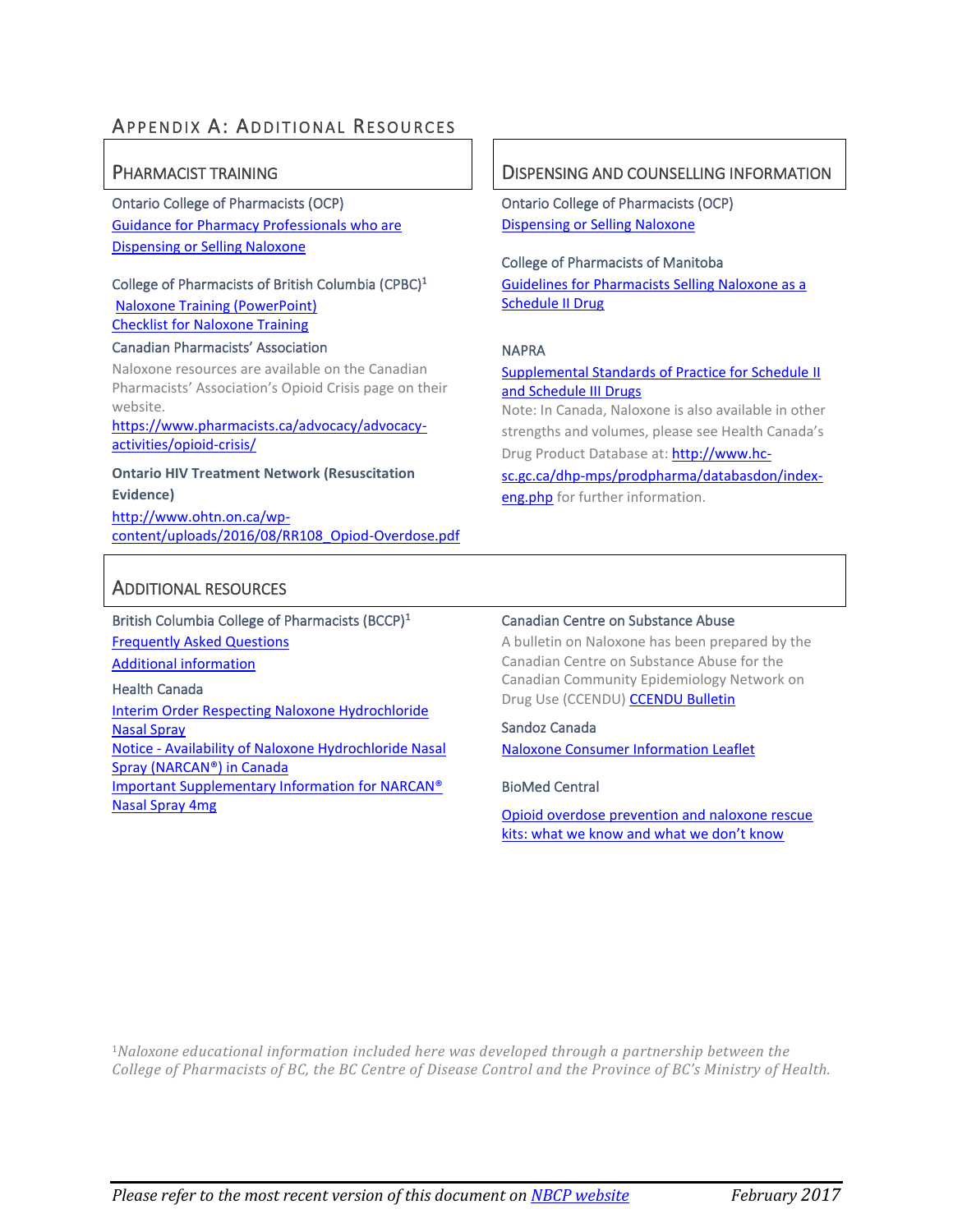# Appendix A: Additional Resources

## Pharmacist Training

Ontario College of Pharmacists (OCP)
[Guidance for Pharmacy Professionals who are Dispensing or Selling Naloxone]()

College of Pharmacists of British Columbia (CPBC)[1]
[Naloxone Training (PowerPoint)]()
[Checklist for Naloxone Training]()

Canadian Pharmacists' Association
Naloxone resources are available on the Canadian Pharmacists' Association's Opioid Crisis page on their website.
https://www.pharmacists.ca/advocacy/advocacy-activities/opioid-crisis/

**Ontario HIV Treatment Network (Resuscitation Evidence)**
http://www.ohtn.on.ca/wp-content/uploads/2016/08/RR108_Opiod-Overdose.pdf

## Dispensing and Counselling Information

Ontario College of Pharmacists (OCP)
[Dispensing or Selling Naloxone]()

College of Pharmacists of Manitoba
[Guidelines for Pharmacists Selling Naloxone as a Schedule II Drug]()

NAPRA
[Supplemental Standards of Practice for Schedule II and Schedule III Drugs]()
Note: In Canada, Naloxone is also available in other strengths and volumes, please see Health Canada's Drug Product Database at: http://www.hc-sc.gc.ca/dhp-mps/prodpharma/databasdon/index-eng.php for further information.

## Additional Resources

British Columbia College of Pharmacists (BCCP)[1]
[Frequently Asked Questions]()
[Additional information]()

Health Canada
[Interim Order Respecting Naloxone Hydrochloride Nasal Spray]()
[Notice - Availability of Naloxone Hydrochloride Nasal Spray (NARCAN®) in Canada]()
[Important Supplementary Information for NARCAN® Nasal Spray 4mg]()

Canadian Centre on Substance Abuse
A bulletin on Naloxone has been prepared by the Canadian Centre on Substance Abuse for the Canadian Community Epidemiology Network on Drug Use (CCENDU) [CCENDU Bulletin]()

Sandoz Canada
[Naloxone Consumer Information Leaflet]()

BioMed Central
[Opioid overdose prevention and naloxone rescue kits: what we know and what we don't know]()

[1] *Naloxone educational information included here was developed through a partnership between the College of Pharmacists of BC, the BC Centre of Disease Control and the Province of BC's Ministry of Health.*